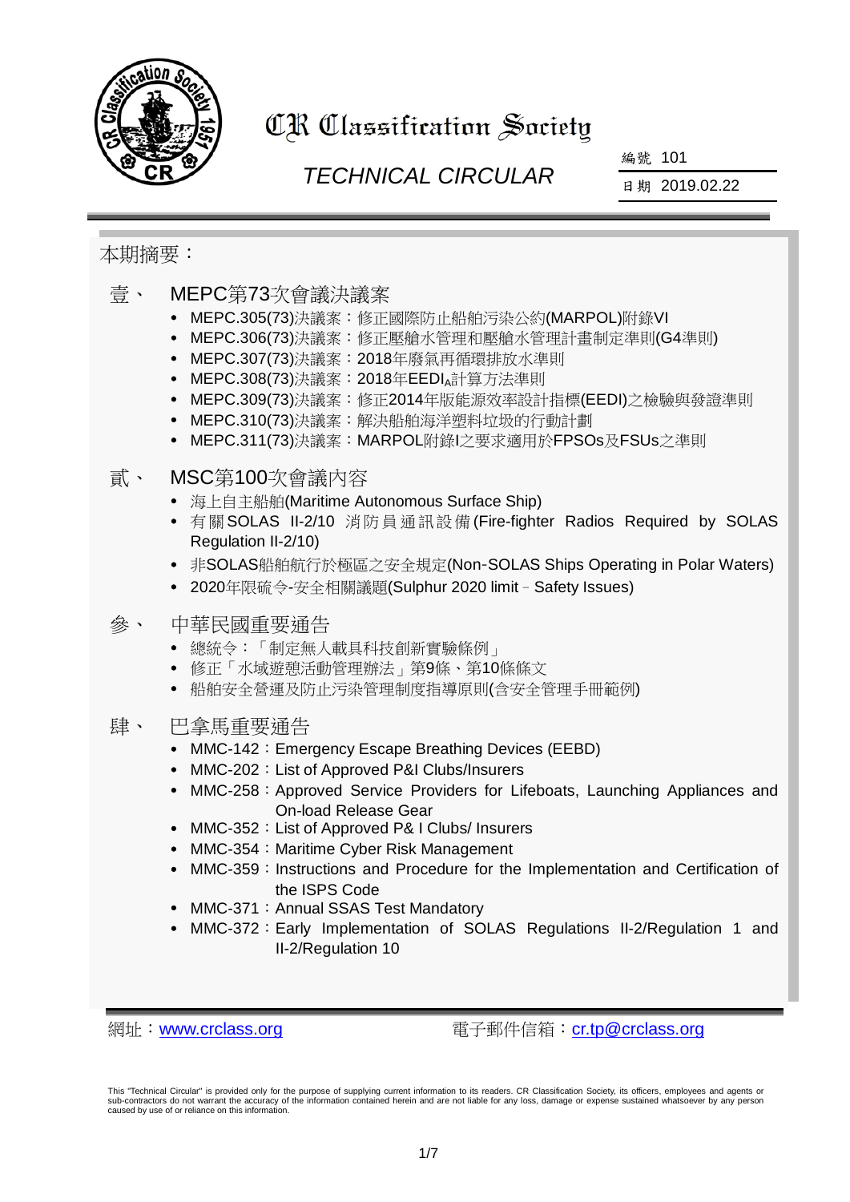# CR Classification Society

## TECHNICAL CIRCULAR

編號 101

日期 2019.02.22

本期摘要：

### 壹、 MEPC第73次會議決議案

- MEPC.305(73)決議案：修正國際防止船舶污染公約(MARPOL)附錄VI
- MEPC.306(73)決議案：修正壓艙水管理和壓艙水管理計畫制定準則(G4準則)
- MEPC.307(73)決議案：2018年廢氣再循環排放水準則
- MEPC.308(73)決議案：2018年$EEDI_A$計算方法準則
- MEPC.309(73)決議案：修正2014年版能源效率設計指標(EEDI)之檢驗與發證準則
- MEPC.310(73)決議案：解決船舶海洋塑料垃圾的行動計劃
- MEPC.311(73)決議案：MARPOL附錄I之要求適用於FPSOs及FSUs之準則

### 貳、 MSC第100次會議內容

- 海上自主船舶(Maritime Autonomous Surface Ship)
- 有關SOLAS II-2/10 消防員通訊設備(Fire-fighter Radios Required by SOLAS Regulation II-2/10)
- 非SOLAS船舶航行於極區之安全規定(Non-SOLAS Ships Operating in Polar Waters)
- 2020年限硫令-安全相關議題(Sulphur 2020 limit – Safety Issues)

### 參、 中華民國重要通告

- 總統令：「制定無人載具科技創新實驗條例」
- 修正「水域遊憩活動管理辦法」第9條、第10條條文
- 船舶安全營運及防止污染管理制度指導原則(含安全管理手冊範例)

### 肆、 巴拿馬重要通告

- MMC-142：Emergency Escape Breathing Devices (EEBD)
- MMC-202：List of Approved P&I Clubs/Insurers
- MMC-258：Approved Service Providers for Lifeboats, Launching Appliances and On-load Release Gear
- MMC-352：List of Approved P& I Clubs/ Insurers
- MMC-354：Maritime Cyber Risk Management
- MMC-359：Instructions and Procedure for the Implementation and Certification of the ISPS Code
- MMC-371：Annual SSAS Test Mandatory
- MMC-372：Early Implementation of SOLAS Regulations II-2/Regulation 1 and II-2/Regulation 10

網址：www.crclass.org 電子郵件信箱：cr.tp@crclass.org

This "Technical Circular" is provided only for the purpose of supplying current information to its readers. CR Classification Society, its officers, employees and agents or sub-contractors do not warrant the accuracy of the information contained herein and are not liable for any loss, damage or expense sustained whatsoever by any person caused by use of or reliance on this information.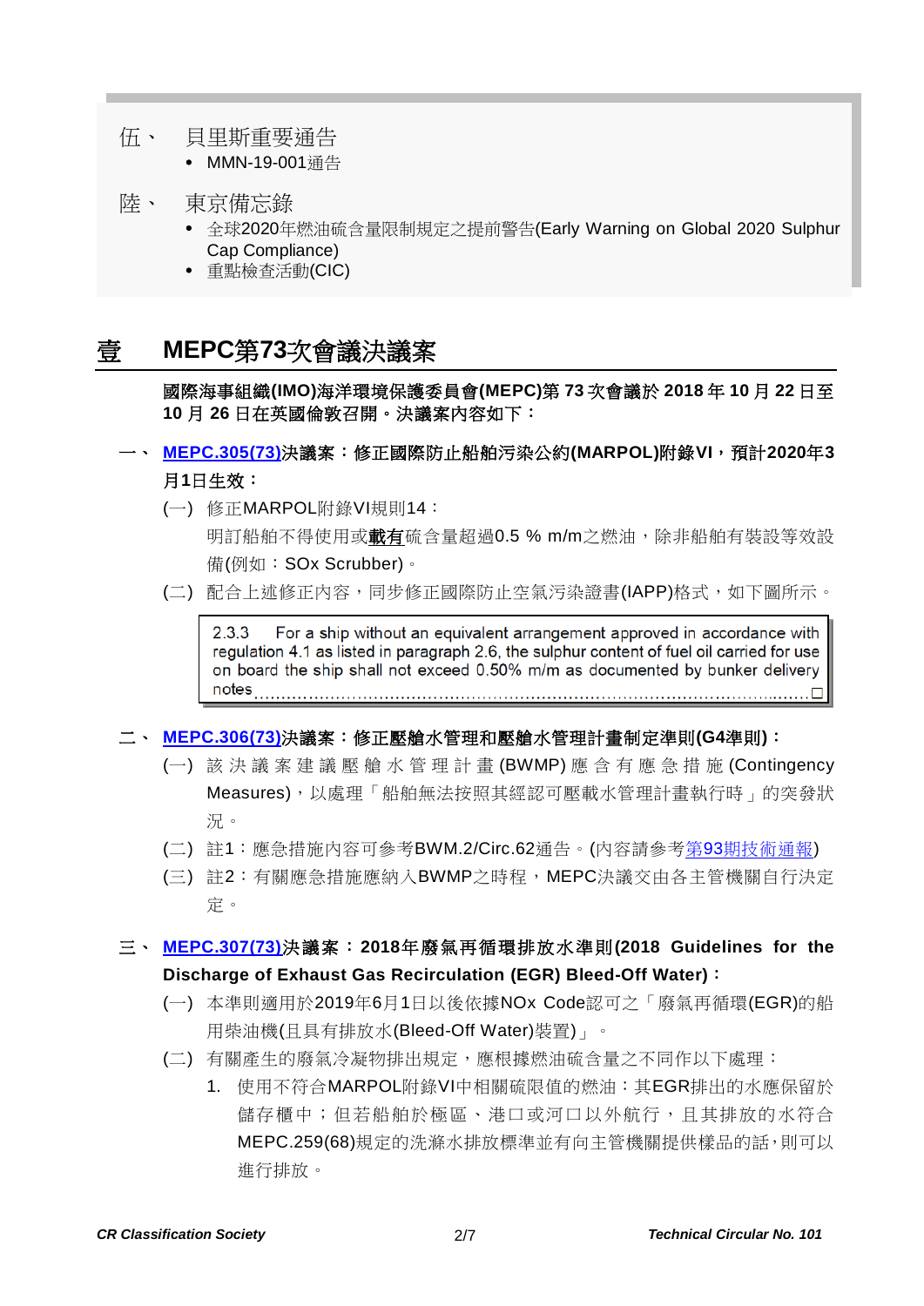伍、 貝里斯重要通告

- MMN-19-001通告

陸、 東京備忘錄

- 全球2020年燃油硫含量限制規定之提前警告(Early Warning on Global 2020 Sulphur Cap Compliance)
- 重點檢查活動(CIC)

# 壹 MEPC第73次會議決議案

**國際海事組織(IMO)海洋環境保護委員會(MEPC)第 73 次會議於 2018 年 10 月 22 日至 10 月 26 日在英國倫敦召開。決議案內容如下：**

## 一、 MEPC.305(73)決議案：修正國際防止船舶污染公約(MARPOL)附錄VI，預計2020年3月1日生效：

(一) 修正MARPOL附錄VI規則14：

明訂船舶不得使用或**載有**硫含量超過0.5 % m/m之燃油，除非船舶有裝設等效設備(例如：SOx Scrubber)。

(二) 配合上述修正內容，同步修正國際防止空氣污染證書(IAPP)格式，如下圖所示。

> 2.3.3 For a ship without an equivalent arrangement approved in accordance with regulation 4.1 as listed in paragraph 2.6, the sulphur content of fuel oil carried for use on board the ship shall not exceed 0.50% m/m as documented by bunker delivery notes ........................................................................................................□

## 二、 MEPC.306(73)決議案：修正壓艙水管理和壓艙水管理計畫制定準則(G4準則)：

(一) 該決議案建議壓艙水管理計畫(BWMP)應含有應急措施(Contingency Measures)，以處理「船舶無法按照其經認可壓載水管理計畫執行時」的突發狀況。

(二) 註1：應急措施內容可參考BWM.2/Circ.62通告。(內容請參考第93期技術通報)

(三) 註2：有關應急措施應納入BWMP之時程，MEPC決議交由各主管機關自行決定。

## 三、 MEPC.307(73)決議案：2018年廢氣再循環排放水準則(2018 Guidelines for the Discharge of Exhaust Gas Recirculation (EGR) Bleed-Off Water)：

(一) 本準則適用於2019年6月1日以後依據NOx Code認可之「廢氣再循環(EGR)的船用柴油機(且具有排放水(Bleed-Off Water)裝置)」。

(二) 有關產生的廢氣冷凝物排出規定，應根據燃油硫含量之不同作以下處理：

1. 使用不符合MARPOL附錄VI中相關硫限值的燃油：其EGR排出的水應保留於儲存櫃中；但若船舶於極區、港口或河口以外航行，且其排放的水符合MEPC.259(68)規定的洗滌水排放標準並有向主管機關提供樣品的話，則可以進行排放。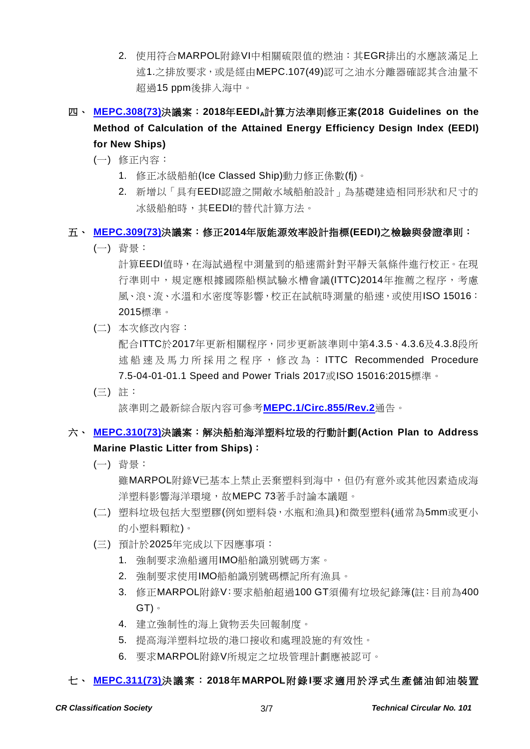2. 使用符合MARPOL附錄VI中相關硫限值的燃油：其EGR排出的水應該滿足上述1.之排放要求，或是經由MEPC.107(49)認可之油水分離器確認其含油量不超過15 ppm後排入海中。

## 四、 MEPC.308(73)決議案：2018年$EEDI_A$計算方法準則修正案(2018 Guidelines on the Method of Calculation of the Attained Energy Efficiency Design Index (EEDI) for New Ships)

(一) 修正內容：

1. 修正冰級船舶(Ice Classed Ship)動力修正係數(fj)。
2. 新增以「具有EEDI認證之開敞水域船舶設計」為基礎建造相同形狀和尺寸的冰級船舶時，其EEDI的替代計算方法。

## 五、 MEPC.309(73)決議案：修正2014年版能源效率設計指標(EEDI)之檢驗與發證準則：

(一) 背景：

計算EEDI值時，在海試過程中測量到的船速需針對平靜天氣條件進行校正。在現行準則中，規定應根據國際船模試驗水槽會議(ITTC)2014年推薦之程序，考慮風、浪、流、水溫和水密度等影響，校正在試航時測量的船速，或使用ISO 15016：2015標準。

(二) 本次修改內容：

配合ITTC於2017年更新相關程序，同步更新該準則中第4.3.5、4.3.6及4.3.8段所述船速及馬力所採用之程序，修改為：ITTC Recommended Procedure 7.5-04-01-01.1 Speed and Power Trials 2017或ISO 15016:2015標準。

(三) 註：

該準則之最新綜合版內容可參考**MEPC.1/Circ.855/Rev.2**通告。

## 六、 MEPC.310(73)決議案：解決船舶海洋塑料垃圾的行動計劃(Action Plan to Address Marine Plastic Litter from Ships)：

(一) 背景：

雖MARPOL附錄V已基本上禁止丟棄塑料到海中，但仍有意外或其他因素造成海洋塑料影響海洋環境，故MEPC 73著手討論本議題。

(二) 塑料垃圾包括大型塑膠(例如塑料袋，水瓶和漁具)和微型塑料(通常為5mm或更小的小塑料顆粒)。

(三) 預計於2025年完成以下因應事項：

1. 強制要求漁船適用IMO船舶識別號碼方案。
2. 強制要求使用IMO船舶識別號碼標記所有漁具。
3. 修正MARPOL附錄V：要求船舶超過100 GT須備有垃圾紀錄簿(註：目前為400 GT)。
4. 建立強制性的海上貨物丟失回報制度。
5. 提高海洋塑料垃圾的港口接收和處理設施的有效性。
6. 要求MARPOL附錄V所規定之垃圾管理計劃應被認可。

## 七、 MEPC.311(73)決議案：2018年MARPOL附錄I要求適用於浮式生產儲油卸油裝置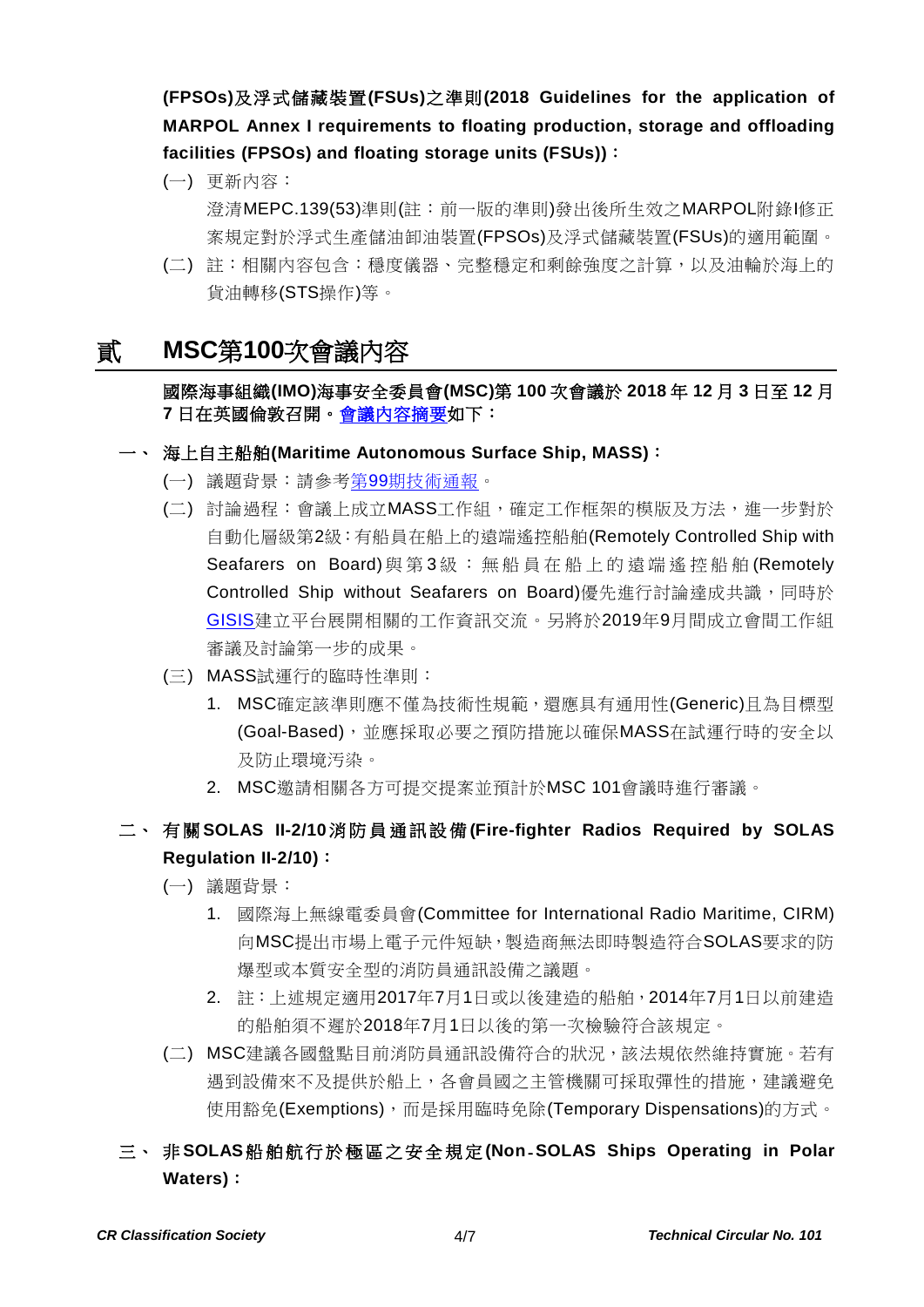**(FPSOs)及浮式儲藏裝置(FSUs)之準則(2018 Guidelines for the application of MARPOL Annex I requirements to floating production, storage and offloading facilities (FPSOs) and floating storage units (FSUs))：**

(一) 更新內容：

澄清MEPC.139(53)準則(註：前一版的準則)發出後所生效之MARPOL附錄I修正案規定對於浮式生產儲油卸油裝置(FPSOs)及浮式儲藏裝置(FSUs)的適用範圍。

(二) 註：相關內容包含：穩度儀器、完整穩定和剩餘強度之計算，以及油輪於海上的貨油轉移(STS操作)等。

# 貳 MSC第100次會議內容

**國際海事組織(IMO)海事安全委員會(MSC)第 100 次會議於 2018 年 12 月 3 日至 12 月 7 日在英國倫敦召開。會議內容摘要如下：**

## 一、 海上自主船舶(Maritime Autonomous Surface Ship, MASS)：

(一) 議題背景：請參考第99期技術通報。

(二) 討論過程：會議上成立MASS工作組，確定工作框架的模版及方法，進一步對於自動化層級第2級:有船員在船上的遠端遙控船舶(Remotely Controlled Ship with Seafarers on Board)與第3級：無船員在船上的遠端遙控船舶(Remotely Controlled Ship without Seafarers on Board)優先進行討論達成共識，同時於GISIS建立平台展開相關的工作資訊交流。另將於2019年9月間成立會間工作組審議及討論第一步的成果。

(三) MASS試運行的臨時性準則：

1. MSC確定該準則應不僅為技術性規範，還應具有通用性(Generic)且為目標型(Goal-Based)，並應採取必要之預防措施以確保MASS在試運行時的安全以及防止環境污染。
2. MSC邀請相關各方可提交提案並預計於MSC 101會議時進行審議。

## 二、 有關SOLAS II-2/10消防員通訊設備(Fire-fighter Radios Required by SOLAS Regulation II-2/10)：

(一) 議題背景：

1. 國際海上無線電委員會(Committee for International Radio Maritime, CIRM)向MSC提出市場上電子元件短缺，製造商無法即時製造符合SOLAS要求的防爆型或本質安全型的消防員通訊設備之議題。
2. 註：上述規定適用2017年7月1日或以後建造的船舶，2014年7月1日以前建造的船舶須不遲於2018年7月1日以後的第一次檢驗符合該規定。

(二) MSC建議各國盤點目前消防員通訊設備符合的狀況，該法規依然維持實施。若有遇到設備來不及提供於船上，各會員國之主管機關可採取彈性的措施，建議避免使用豁免(Exemptions)，而是採用臨時免除(Temporary Dispensations)的方式。

## 三、 非SOLAS船舶航行於極區之安全規定(Non-SOLAS Ships Operating in Polar Waters)：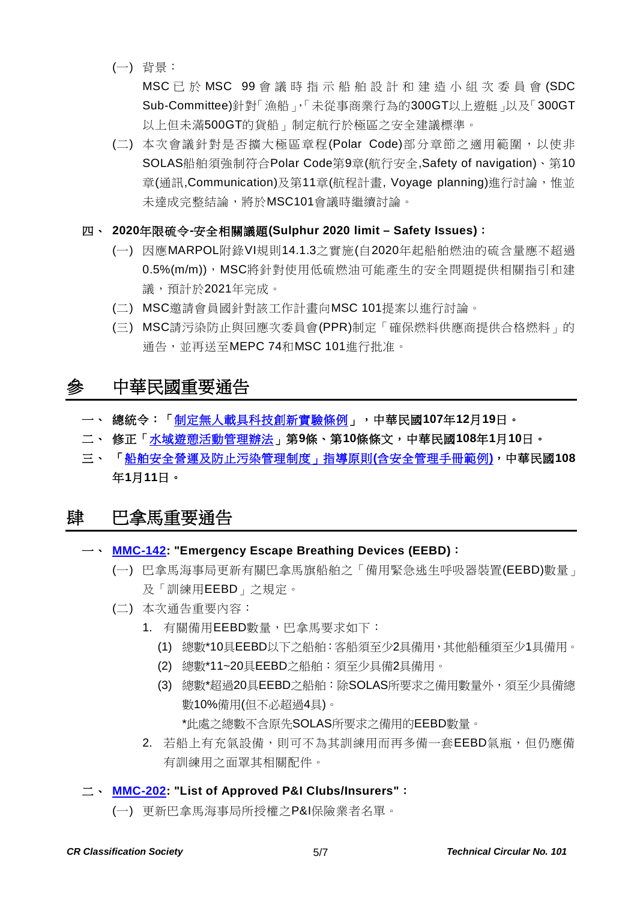(一) 背景：

MSC已於MSC 99會議時指示船舶設計和建造小組次委員會(SDC Sub-Committee)針對「漁船」,「未從事商業行為的300GT以上遊艇」以及「300GT以上但未滿500GT的貨船」制定航行於極區之安全建議標準。

(二) 本次會議針對是否擴大極區章程(Polar Code)部分章節之適用範圍，以使非SOLAS船舶須強制符合Polar Code第9章(航行安全,Safety of navigation)、第10章(通訊,Communication)及第11章(航程計畫, Voyage planning)進行討論，惟並未達成完整結論，將於MSC101會議時繼續討論。

**四、 2020年限硫令-安全相關議題(Sulphur 2020 limit – Safety Issues)：**

(一) 因應MARPOL附錄VI規則14.1.3之實施(自2020年起船舶燃油的硫含量應不超過0.5%(m/m))，MSC將針對使用低硫燃油可能產生的安全問題提供相關指引和建議，預計於2021年完成。

(二) MSC邀請會員國針對該工作計畫向MSC 101提案以進行討論。

(三) MSC請污染防止與回應次委員會(PPR)制定「確保燃料供應商提供合格燃料」的通告，並再送至MEPC 74和MSC 101進行批准。

# 參 中華民國重要通告

**一、 總統令：「制定無人載具科技創新實驗條例」，中華民國107年12月19日。**

**二、 修正「水域遊憩活動管理辦法」第9條、第10條條文，中華民國108年1月10日。**

**三、 「船舶安全營運及防止污染管理制度」指導原則(含安全管理手冊範例)，中華民國108年1月11日。**

# 肆 巴拿馬重要通告

**一、 MMC-142: "Emergency Escape Breathing Devices (EEBD)：**

(一) 巴拿馬海事局更新有關巴拿馬旗船舶之「備用緊急逃生呼吸器裝置(EEBD)數量」及「訓練用EEBD」之規定。

(二) 本次通告重要內容：

1. 有關備用EEBD數量，巴拿馬要求如下：

   (1) 總數*10具EEBD以下之船舶：客船須至少2具備用，其他船種須至少1具備用。

   (2) 總數*11~20具EEBD之船舶：須至少具備2具備用。

   (3) 總數*超過20具EEBD之船舶：除SOLAS所要求之備用數量外，須至少具備總數10%備用(但不必超過4具)。

   *此處之總數不含原先SOLAS所要求之備用的EEBD數量。

2. 若船上有充氣設備，則可不為其訓練用而再多備一套EEBD氣瓶，但仍應備有訓練用之面罩其相關配件。

**二、 MMC-202: "List of Approved P&I Clubs/Insurers"：**

(一) 更新巴拿馬海事局所授權之P&I保險業者名單。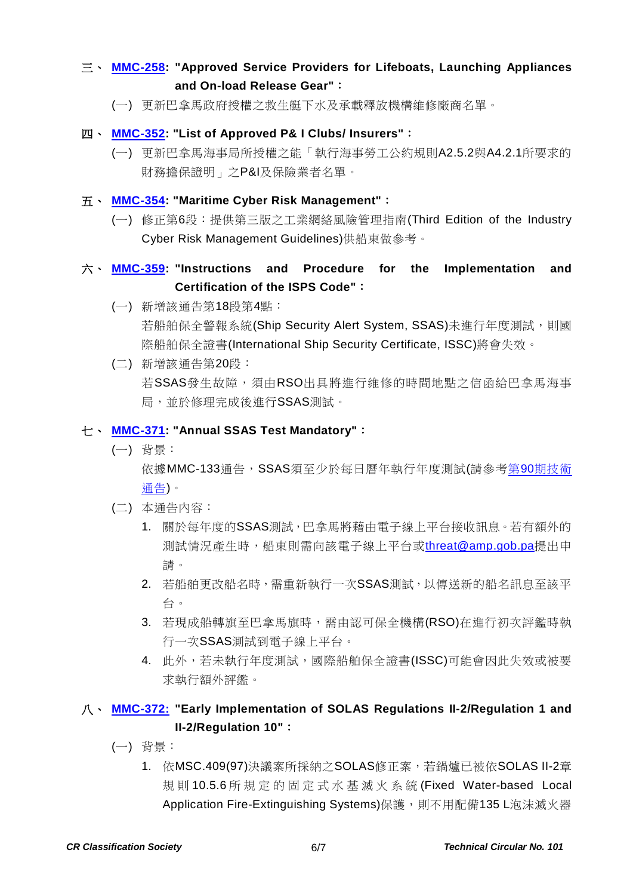三、 **MMC-258: "Approved Service Providers for Lifeboats, Launching Appliances and On-load Release Gear"：**

(一) 更新巴拿馬政府授權之救生艇下水及承載釋放機構維修廠商名單。

四、 **MMC-352: "List of Approved P& I Clubs/ Insurers"：**

(一) 更新巴拿馬海事局所授權之能「執行海事勞工公約規則A2.5.2與A4.2.1所要求的財務擔保證明」之P&I及保險業者名單。

五、 **MMC-354: "Maritime Cyber Risk Management"：**

(一) 修正第6段：提供第三版之工業網絡風險管理指南(Third Edition of the Industry Cyber Risk Management Guidelines)供船東做參考。

六、 **MMC-359: "Instructions and Procedure for the Implementation and Certification of the ISPS Code"：**

(一) 新增該通告第18段第4點：
若船舶保全警報系統(Ship Security Alert System, SSAS)未進行年度測試，則國際船舶保全證書(International Ship Security Certificate, ISSC)將會失效。

(二) 新增該通告第20段：
若SSAS發生故障，須由RSO出具將進行維修的時間地點之信函給巴拿馬海事局，並於修理完成後進行SSAS測試。

七、 **MMC-371: "Annual SSAS Test Mandatory"：**

(一) 背景：
依據MMC-133通告，SSAS須至少於每日曆年執行年度測試(請參考第90期技術通告)。

(二) 本通告內容：

1. 關於每年度的SSAS測試，巴拿馬將藉由電子線上平台接收訊息。若有額外的測試情況產生時，船東則需向該電子線上平台或threat@amp.gob.pa提出申請。
2. 若船舶更改船名時，需重新執行一次SSAS測試，以傳送新的船名訊息至該平台。
3. 若現成船轉旗至巴拿馬旗時，需由認可保全機構(RSO)在進行初次評鑑時執行一次SSAS測試到電子線上平台。
4. 此外，若未執行年度測試，國際船舶保全證書(ISSC)可能會因此失效或被要求執行額外評鑑。

八、 **MMC-372: "Early Implementation of SOLAS Regulations II-2/Regulation 1 and II-2/Regulation 10"：**

(一) 背景：

1. 依MSC.409(97)決議案所採納之SOLAS修正案，若鍋爐已被依SOLAS II-2章規則10.5.6所規定的固定式水基滅火系統(Fixed Water-based Local Application Fire-Extinguishing Systems)保護，則不用配備135 L泡沫滅火器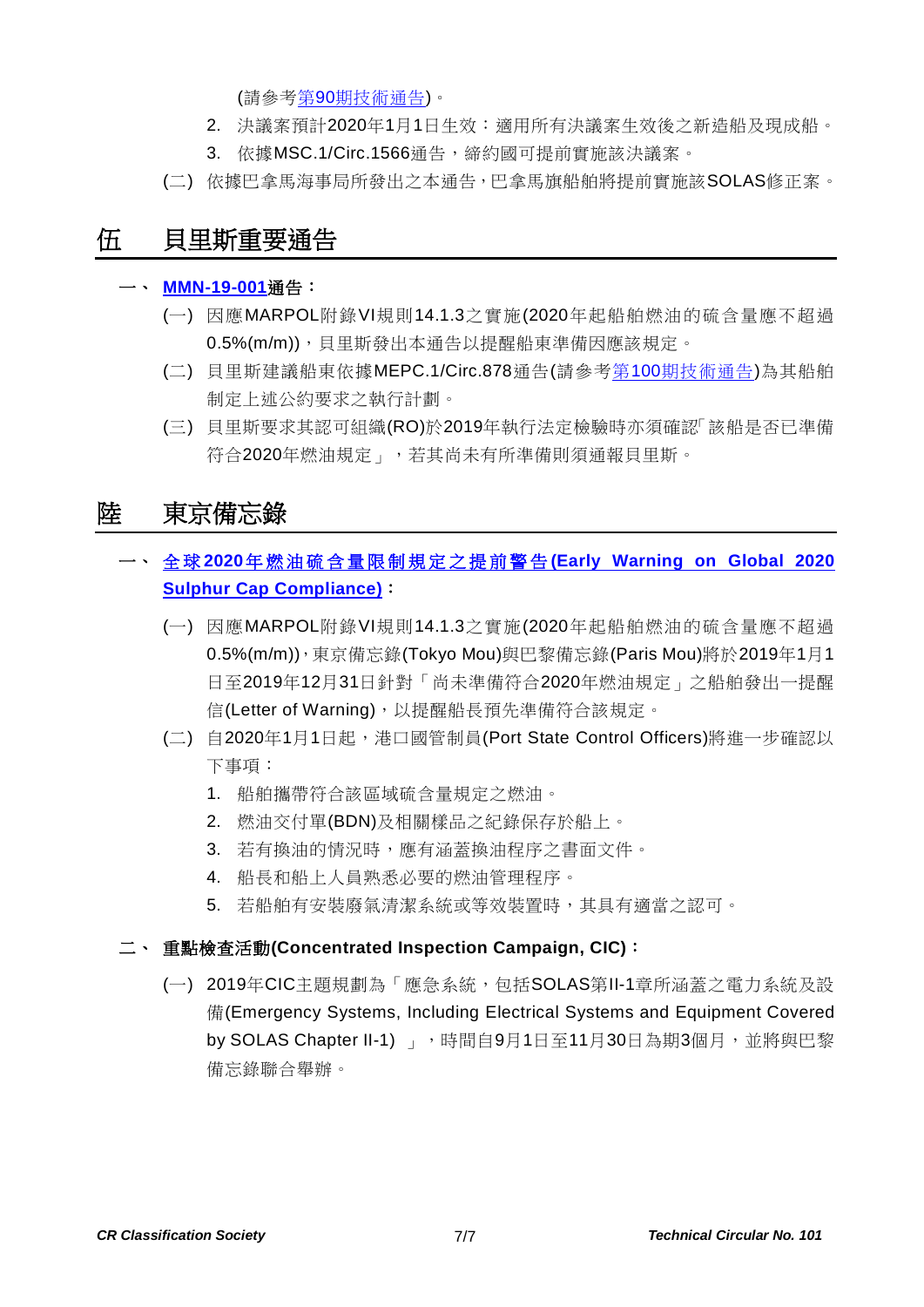(請參考第90期技術通告)。

2. 決議案預計2020年1月1日生效：適用所有決議案生效後之新造船及現成船。
3. 依據MSC.1/Circ.1566通告，締約國可提前實施該決議案。

(二) 依據巴拿馬海事局所發出之本通告，巴拿馬旗船舶將提前實施該SOLAS修正案。

# 伍　貝里斯重要通告

## 一、 MMN-19-001通告：

(一) 因應MARPOL附錄VI規則14.1.3之實施(2020年起船舶燃油的硫含量應不超過0.5%(m/m))，貝里斯發出本通告以提醒船東準備因應該規定。

(二) 貝里斯建議船東依據MEPC.1/Circ.878通告(請參考第100期技術通告)為其船舶制定上述公約要求之執行計劃。

(三) 貝里斯要求其認可組織(RO)於2019年執行法定檢驗時亦須確認「該船是否已準備符合2020年燃油規定」，若其尚未有所準備則須通報貝里斯。

# 陸　東京備忘錄

## 一、 全球2020年燃油硫含量限制規定之提前警告(Early Warning on Global 2020 Sulphur Cap Compliance)：

(一) 因應MARPOL附錄VI規則14.1.3之實施(2020年起船舶燃油的硫含量應不超過0.5%(m/m))，東京備忘錄(Tokyo Mou)與巴黎備忘錄(Paris Mou)將於2019年1月1日至2019年12月31日針對「尚未準備符合2020年燃油規定」之船舶發出一提醒信(Letter of Warning)，以提醒船長預先準備符合該規定。

(二) 自2020年1月1日起，港口國管制員(Port State Control Officers)將進一步確認以下事項：

1. 船舶攜帶符合該區域硫含量規定之燃油。
2. 燃油交付單(BDN)及相關樣品之紀錄保存於船上。
3. 若有換油的情況時，應有涵蓋換油程序之書面文件。
4. 船長和船上人員熟悉必要的燃油管理程序。
5. 若船舶有安裝廢氣清潔系統或等效裝置時，其具有適當之認可。

## 二、 重點檢查活動(Concentrated Inspection Campaign, CIC)：

(一) 2019年CIC主題規劃為「應急系統，包括SOLAS第II-1章所涵蓋之電力系統及設備(Emergency Systems, Including Electrical Systems and Equipment Covered by SOLAS Chapter II-1) 」，時間自9月1日至11月30日為期3個月，並將與巴黎備忘錄聯合舉辦。